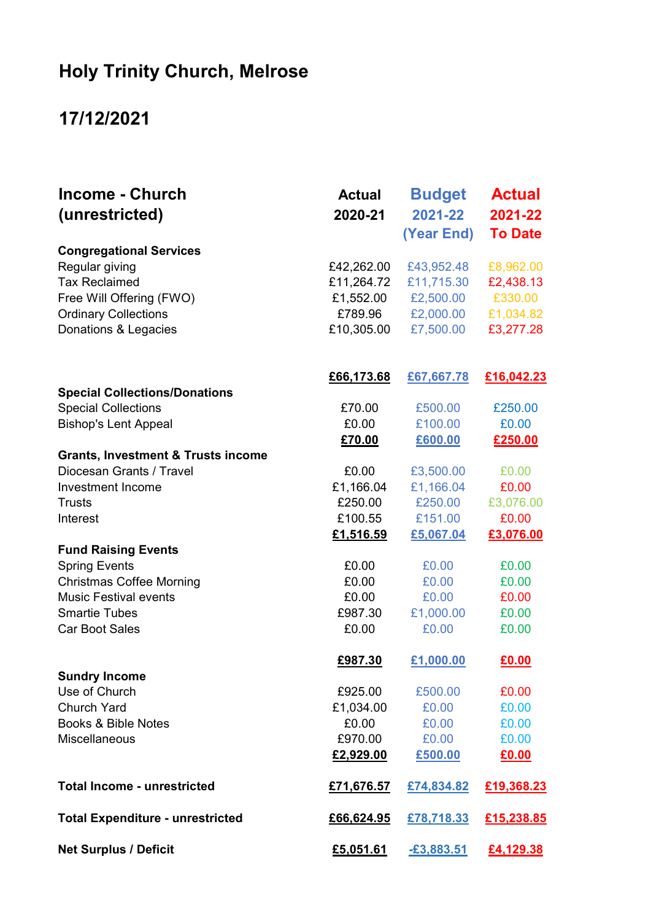# Holy Trinity Church, Melrose

## 17/12/2021

| Income - Church (unrestricted) | Actual 2020-21 | Budget 2021-22 (Year End) | Actual 2021-22 To Date |
|---|---|---|---|
| **Congregational Services** | | | |
| Regular giving | £42,262.00 | £43,952.48 | £8,962.00 |
| Tax Reclaimed | £11,264.72 | £11,715.30 | £2,438.13 |
| Free Will Offering (FWO) | £1,552.00 | £2,500.00 | £330.00 |
| Ordinary Collections | £789.96 | £2,000.00 | £1,034.82 |
| Donations & Legacies | £10,305.00 | £7,500.00 | £3,277.28 |
| | **£66,173.68** | **£67,667.78** | **£16,042.23** |
| **Special Collections/Donations** | | | |
| Special Collections | £70.00 | £500.00 | £250.00 |
| Bishop's Lent Appeal | £0.00 | £100.00 | £0.00 |
| | **£70.00** | **£600.00** | **£250.00** |
| **Grants, Investment & Trusts income** | | | |
| Diocesan Grants / Travel | £0.00 | £3,500.00 | £0.00 |
| Investment Income | £1,166.04 | £1,166.04 | £0.00 |
| Trusts | £250.00 | £250.00 | £3,076.00 |
| Interest | £100.55 | £151.00 | £0.00 |
| | **£1,516.59** | **£5,067.04** | **£3,076.00** |
| **Fund Raising Events** | | | |
| Spring Events | £0.00 | £0.00 | £0.00 |
| Christmas Coffee Morning | £0.00 | £0.00 | £0.00 |
| Music Festival events | £0.00 | £0.00 | £0.00 |
| Smartie Tubes | £987.30 | £1,000.00 | £0.00 |
| Car Boot Sales | £0.00 | £0.00 | £0.00 |
| | **£987.30** | **£1,000.00** | **£0.00** |
| **Sundry Income** | | | |
| Use of Church | £925.00 | £500.00 | £0.00 |
| Church Yard | £1,034.00 | £0.00 | £0.00 |
| Books & Bible Notes | £0.00 | £0.00 | £0.00 |
| Miscellaneous | £970.00 | £0.00 | £0.00 |
| | **£2,929.00** | **£500.00** | **£0.00** |
| **Total Income - unrestricted** | **£71,676.57** | **£74,834.82** | **£19,368.23** |
| **Total Expenditure - unrestricted** | **£66,624.95** | **£78,718.33** | **£15,238.85** |
| **Net Surplus / Deficit** | **£5,051.61** | **-£3,883.51** | **£4,129.38** |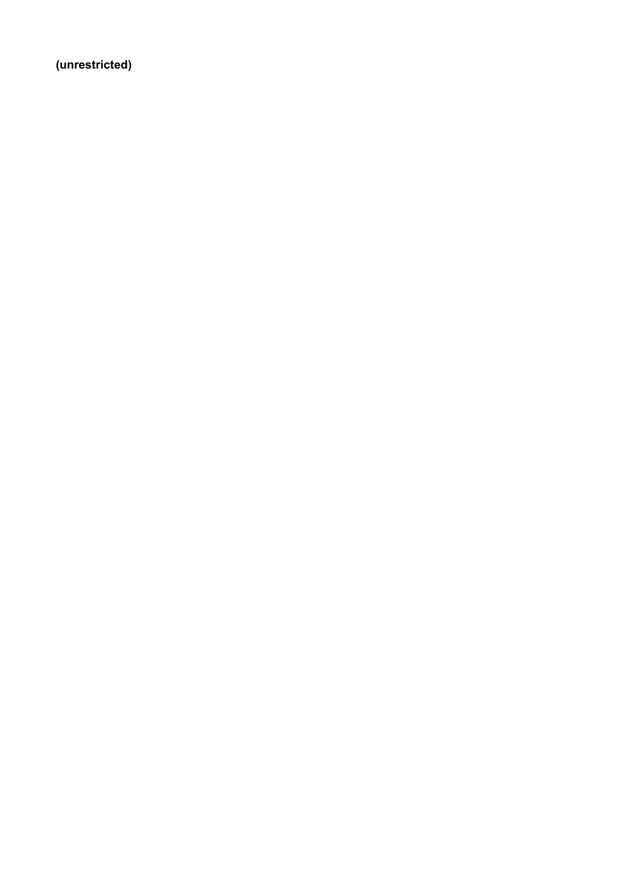**(unrestricted)**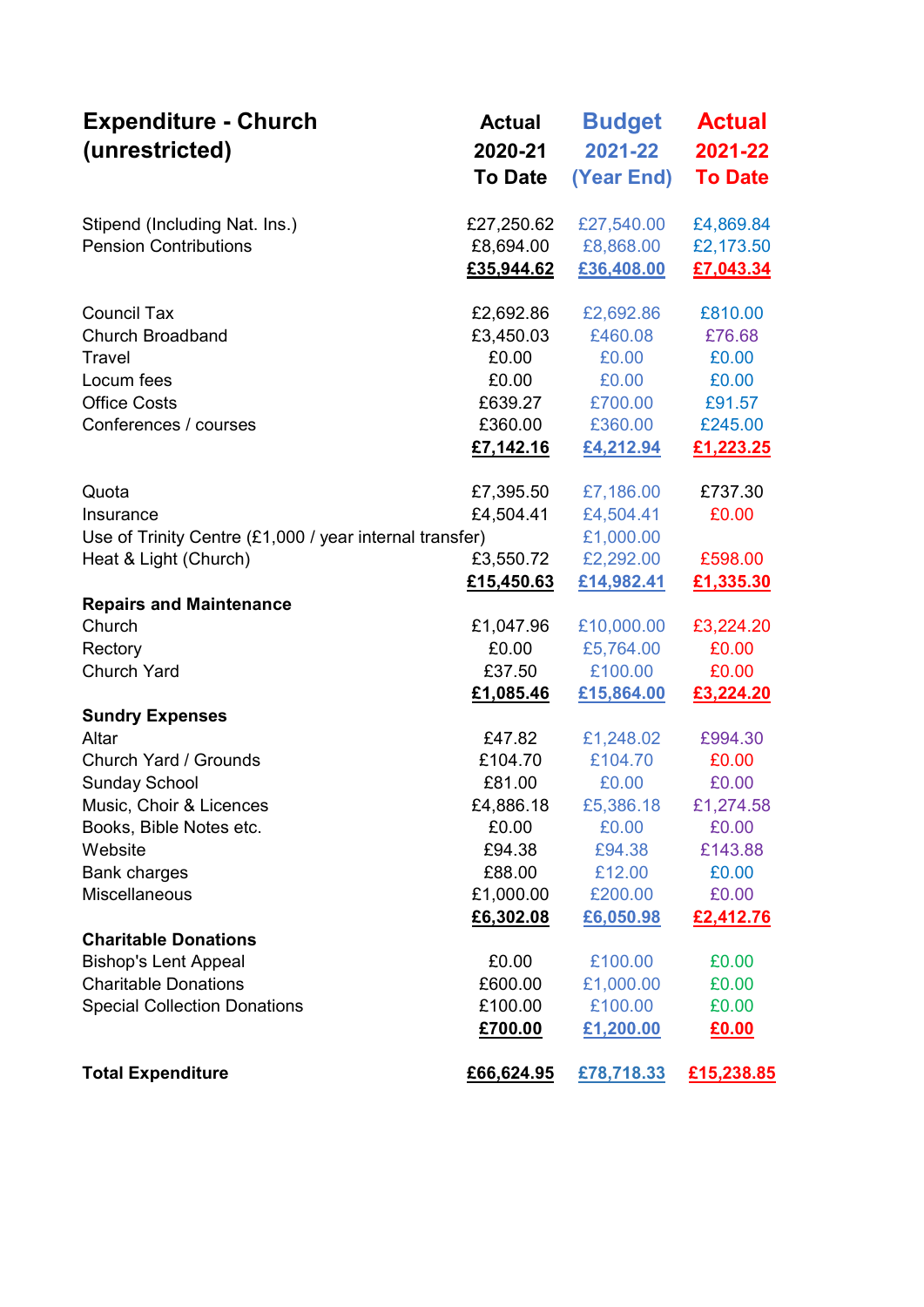| Expenditure - Church (unrestricted) | Actual 2020-21 To Date | Budget 2021-22 (Year End) | Actual 2021-22 To Date |
|---|---|---|---|
| Stipend (Including Nat. Ins.) | £27,250.62 | £27,540.00 | £4,869.84 |
| Pension Contributions | £8,694.00 | £8,868.00 | £2,173.50 |
| | **£35,944.62** | **£36,408.00** | **£7,043.34** |
| Council Tax | £2,692.86 | £2,692.86 | £810.00 |
| Church Broadband | £3,450.03 | £460.08 | £76.68 |
| Travel | £0.00 | £0.00 | £0.00 |
| Locum fees | £0.00 | £0.00 | £0.00 |
| Office Costs | £639.27 | £700.00 | £91.57 |
| Conferences / courses | £360.00 | £360.00 | £245.00 |
| | **£7,142.16** | **£4,212.94** | **£1,223.25** |
| Quota | £7,395.50 | £7,186.00 | £737.30 |
| Insurance | £4,504.41 | £4,504.41 | £0.00 |
| Use of Trinity Centre (£1,000 / year internal transfer) | | £1,000.00 | |
| Heat & Light (Church) | £3,550.72 | £2,292.00 | £598.00 |
| | **£15,450.63** | **£14,982.41** | **£1,335.30** |
| **Repairs and Maintenance** | | | |
| Church | £1,047.96 | £10,000.00 | £3,224.20 |
| Rectory | £0.00 | £5,764.00 | £0.00 |
| Church Yard | £37.50 | £100.00 | £0.00 |
| | **£1,085.46** | **£15,864.00** | **£3,224.20** |
| **Sundry Expenses** | | | |
| Altar | £47.82 | £1,248.02 | £994.30 |
| Church Yard / Grounds | £104.70 | £104.70 | £0.00 |
| Sunday School | £81.00 | £0.00 | £0.00 |
| Music, Choir & Licences | £4,886.18 | £5,386.18 | £1,274.58 |
| Books, Bible Notes etc. | £0.00 | £0.00 | £0.00 |
| Website | £94.38 | £94.38 | £143.88 |
| Bank charges | £88.00 | £12.00 | £0.00 |
| Miscellaneous | £1,000.00 | £200.00 | £0.00 |
| | **£6,302.08** | **£6,050.98** | **£2,412.76** |
| **Charitable Donations** | | | |
| Bishop's Lent Appeal | £0.00 | £100.00 | £0.00 |
| Charitable Donations | £600.00 | £1,000.00 | £0.00 |
| Special Collection Donations | £100.00 | £100.00 | £0.00 |
| | **£700.00** | **£1,200.00** | **£0.00** |
| **Total Expenditure** | **£66,624.95** | **£78,718.33** | **£15,238.85** |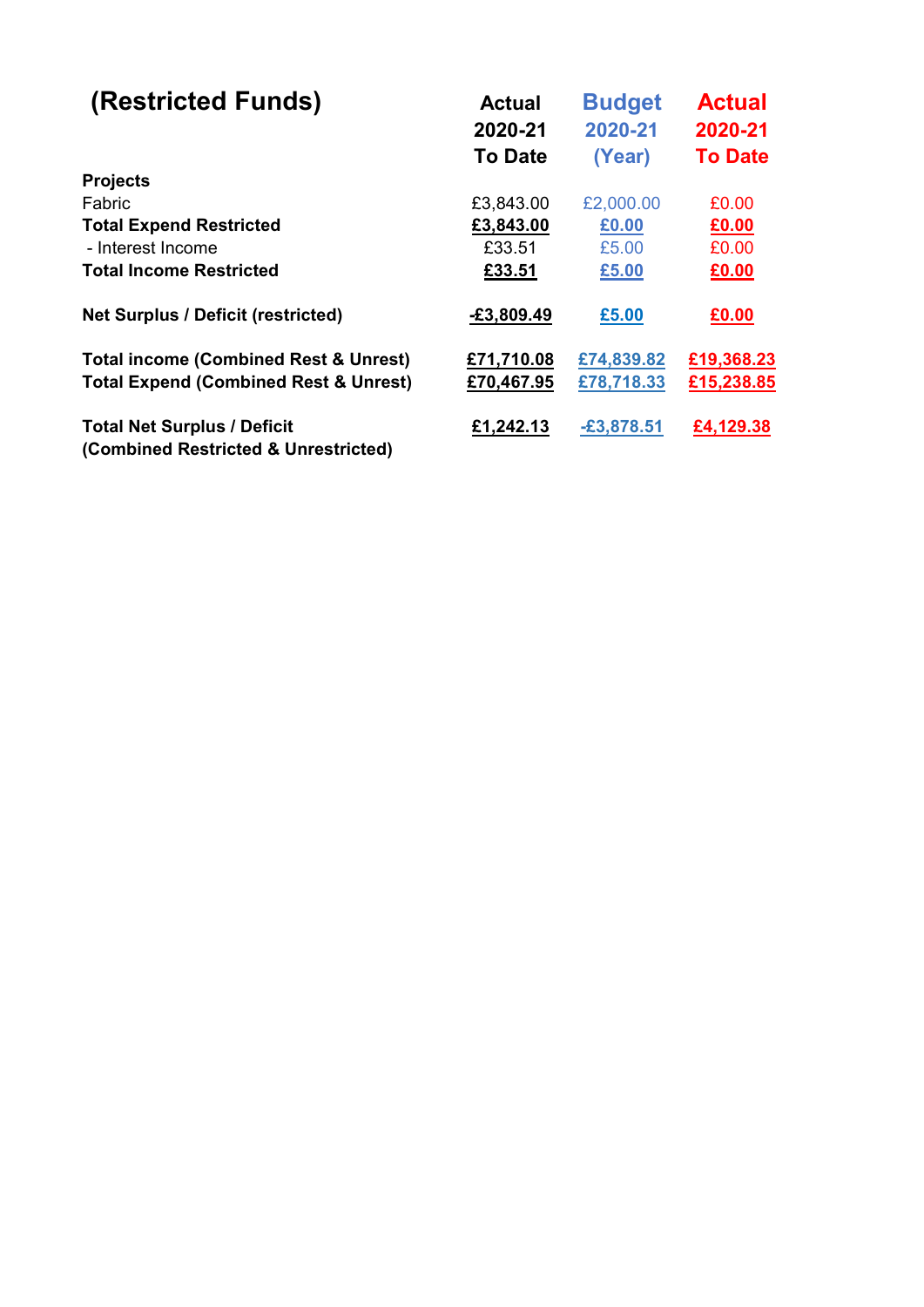| (Restricted Funds) | Actual 2020-21 To Date | Budget 2020-21 (Year) | Actual 2020-21 To Date |
|---|---|---|---|
| **Projects** | | | |
| Fabric | £3,843.00 | £2,000.00 | £0.00 |
| **Total Expend Restricted** | **£3,843.00** | **£0.00** | **£0.00** |
| - Interest Income | £33.51 | £5.00 | £0.00 |
| **Total Income Restricted** | **£33.51** | **£5.00** | **£0.00** |
| | | | |
| **Net Surplus / Deficit (restricted)** | **-£3,809.49** | **£5.00** | **£0.00** |
| | | | |
| **Total income (Combined Rest & Unrest)** | **£71,710.08** | **£74,839.82** | **£19,368.23** |
| **Total Expend (Combined Rest & Unrest)** | **£70,467.95** | **£78,718.33** | **£15,238.85** |
| | | | |
| **Total Net Surplus / Deficit (Combined Restricted & Unrestricted)** | **£1,242.13** | **-£3,878.51** | **£4,129.38** |